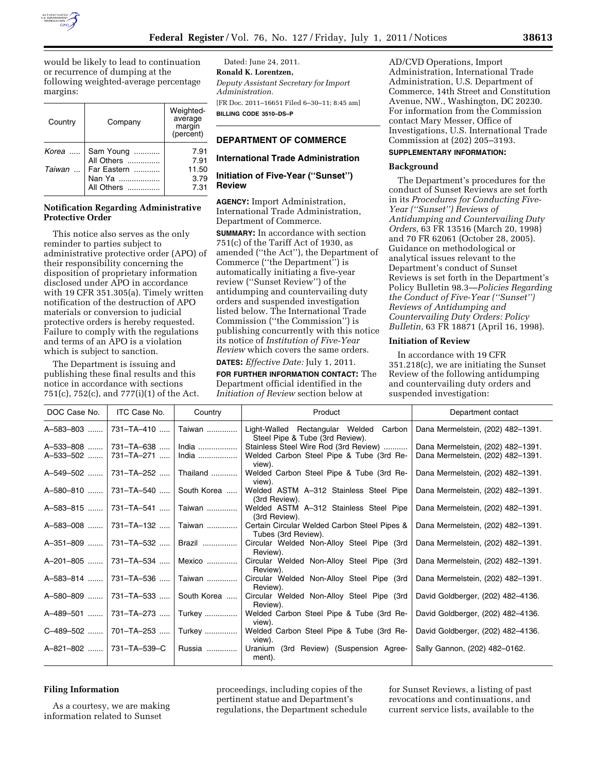would be likely to lead to continuation or recurrence of dumping at the following weighted-average percentage margins:

| Country | Company | Weighted-average margin (percent) |
|---|---|---|
| *Korea* | Sam Young | 7.91 |
| | All Others | 7.91 |
| *Taiwan* | Far Eastern | 11.50 |
| | Nan Ya | 3.79 |
| | All Others | 7.31 |

**Notification Regarding Administrative Protective Order**

This notice also serves as the only reminder to parties subject to administrative protective order (APO) of their responsibility concerning the disposition of proprietary information disclosed under APO in accordance with 19 CFR 351.305(a). Timely written notification of the destruction of APO materials or conversion to judicial protective orders is hereby requested. Failure to comply with the regulations and terms of an APO is a violation which is subject to sanction.

The Department is issuing and publishing these final results and this notice in accordance with sections 751(c), 752(c), and 777(i)(1) of the Act.

Dated: June 24, 2011.

**Ronald K. Lorentzen,**

*Deputy Assistant Secretary for Import Administration.*

[FR Doc. 2011–16651 Filed 6–30–11; 8:45 am]

**BILLING CODE 3510–DS–P**

## DEPARTMENT OF COMMERCE

### International Trade Administration

### Initiation of Five-Year (''Sunset'') Review

**AGENCY:** Import Administration, International Trade Administration, Department of Commerce.

**SUMMARY:** In accordance with section 751(c) of the Tariff Act of 1930, as amended (''the Act''), the Department of Commerce (''the Department'') is automatically initiating a five-year review (''Sunset Review'') of the antidumping and countervailing duty orders and suspended investigation listed below. The International Trade Commission (''the Commission'') is publishing concurrently with this notice its notice of *Institution of Five-Year Review* which covers the same orders.

**DATES:** *Effective Date:* July 1, 2011.

**FOR FURTHER INFORMATION CONTACT:** The Department official identified in the *Initiation of Review* section below at AD/CVD Operations, Import Administration, International Trade Administration, U.S. Department of Commerce, 14th Street and Constitution Avenue, NW., Washington, DC 20230. For information from the Commission contact Mary Messer, Office of Investigations, U.S. International Trade Commission at (202) 205–3193.

**SUPPLEMENTARY INFORMATION:**

**Background**

The Department's procedures for the conduct of Sunset Reviews are set forth in its *Procedures for Conducting Five-Year (''Sunset'') Reviews of Antidumping and Countervailing Duty Orders,* 63 FR 13516 (March 20, 1998) and 70 FR 62061 (October 28, 2005). Guidance on methodological or analytical issues relevant to the Department's conduct of Sunset Reviews is set forth in the Department's Policy Bulletin 98.3—*Policies Regarding the Conduct of Five-Year (''Sunset'') Reviews of Antidumping and Countervailing Duty Orders: Policy Bulletin,* 63 FR 18871 (April 16, 1998).

**Initiation of Review**

In accordance with 19 CFR 351.218(c), we are initiating the Sunset Review of the following antidumping and countervailing duty orders and suspended investigation:

| DOC Case No. | ITC Case No. | Country | Product | Department contact |
|---|---|---|---|---|
| A–583–803 | 731–TA–410 | Taiwan | Light-Walled Rectangular Welded Carbon Steel Pipe & Tube (3rd Review). | Dana Mermelstein, (202) 482–1391. |
| A–533–808 | 731–TA–638 | India | Stainless Steel Wire Rod (3rd Review) | Dana Mermelstein, (202) 482–1391. |
| A–533–502 | 731–TA–271 | India | Welded Carbon Steel Pipe & Tube (3rd Review). | Dana Mermelstein, (202) 482–1391. |
| A–549–502 | 731–TA–252 | Thailand | Welded Carbon Steel Pipe & Tube (3rd Review). | Dana Mermelstein, (202) 482–1391. |
| A–580–810 | 731–TA–540 | South Korea | Welded ASTM A–312 Stainless Steel Pipe (3rd Review). | Dana Mermelstein, (202) 482–1391. |
| A–583–815 | 731–TA–541 | Taiwan | Welded ASTM A–312 Stainless Steel Pipe (3rd Review). | Dana Mermelstein, (202) 482–1391. |
| A–583–008 | 731–TA–132 | Taiwan | Certain Circular Welded Carbon Steel Pipes & Tubes (3rd Review). | Dana Mermelstein, (202) 482–1391. |
| A–351–809 | 731–TA–532 | Brazil | Circular Welded Non-Alloy Steel Pipe (3rd Review). | Dana Mermelstein, (202) 482–1391. |
| A–201–805 | 731–TA–534 | Mexico | Circular Welded Non-Alloy Steel Pipe (3rd Review). | Dana Mermelstein, (202) 482–1391. |
| A–583–814 | 731–TA–536 | Taiwan | Circular Welded Non-Alloy Steel Pipe (3rd Review). | Dana Mermelstein, (202) 482–1391. |
| A–580–809 | 731–TA–533 | South Korea | Circular Welded Non-Alloy Steel Pipe (3rd Review). | David Goldberger, (202) 482–4136. |
| A–489–501 | 731–TA–273 | Turkey | Welded Carbon Steel Pipe & Tube (3rd Review). | David Goldberger, (202) 482–4136. |
| C–489–502 | 701–TA–253 | Turkey | Welded Carbon Steel Pipe & Tube (3rd Review). | David Goldberger, (202) 482–4136. |
| A–821–802 | 731–TA–539–C | Russia | Uranium (3rd Review) (Suspension Agreement). | Sally Gannon, (202) 482–0162. |

**Filing Information**

As a courtesy, we are making information related to Sunset proceedings, including copies of the pertinent statue and Department's regulations, the Department schedule for Sunset Reviews, a listing of past revocations and continuations, and current service lists, available to the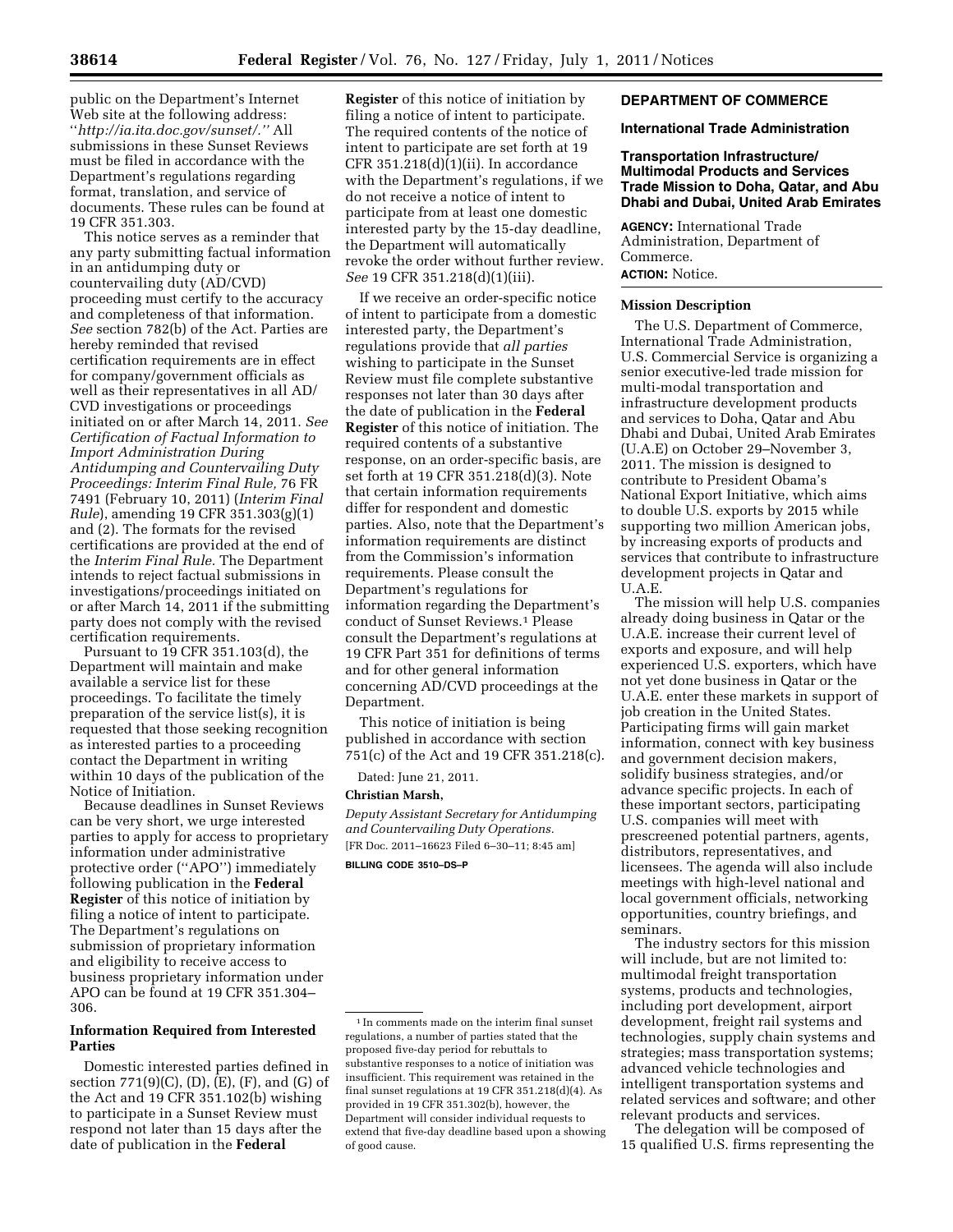public on the Department's Internet Web site at the following address: ''*http://ia.ita.doc.gov/sunset/.*'' All submissions in these Sunset Reviews must be filed in accordance with the Department's regulations regarding format, translation, and service of documents. These rules can be found at 19 CFR 351.303.

This notice serves as a reminder that any party submitting factual information in an antidumping duty or countervailing duty (AD/CVD) proceeding must certify to the accuracy and completeness of that information. *See* section 782(b) of the Act. Parties are hereby reminded that revised certification requirements are in effect for company/government officials as well as their representatives in all AD/CVD investigations or proceedings initiated on or after March 14, 2011. *See Certification of Factual Information to Import Administration During Antidumping and Countervailing Duty Proceedings: Interim Final Rule,* 76 FR 7491 (February 10, 2011) (*Interim Final Rule*), amending 19 CFR 351.303(g)(1) and (2). The formats for the revised certifications are provided at the end of the *Interim Final Rule.* The Department intends to reject factual submissions in investigations/proceedings initiated on or after March 14, 2011 if the submitting party does not comply with the revised certification requirements.

Pursuant to 19 CFR 351.103(d), the Department will maintain and make available a service list for these proceedings. To facilitate the timely preparation of the service list(s), it is requested that those seeking recognition as interested parties to a proceeding contact the Department in writing within 10 days of the publication of the Notice of Initiation.

Because deadlines in Sunset Reviews can be very short, we urge interested parties to apply for access to proprietary information under administrative protective order (''APO'') immediately following publication in the **Federal Register** of this notice of initiation by filing a notice of intent to participate. The Department's regulations on submission of proprietary information and eligibility to receive access to business proprietary information under APO can be found at 19 CFR 351.304–306.

**Information Required from Interested Parties**

Domestic interested parties defined in section 771(9)(C), (D), (E), (F), and (G) of the Act and 19 CFR 351.102(b) wishing to participate in a Sunset Review must respond not later than 15 days after the date of publication in the **Federal Register** of this notice of initiation by filing a notice of intent to participate. The required contents of the notice of intent to participate are set forth at 19 CFR 351.218(d)(1)(ii). In accordance with the Department's regulations, if we do not receive a notice of intent to participate from at least one domestic interested party by the 15-day deadline, the Department will automatically revoke the order without further review. *See* 19 CFR 351.218(d)(1)(iii).

If we receive an order-specific notice of intent to participate from a domestic interested party, the Department's regulations provide that *all parties* wishing to participate in the Sunset Review must file complete substantive responses not later than 30 days after the date of publication in the **Federal Register** of this notice of initiation. The required contents of a substantive response, on an order-specific basis, are set forth at 19 CFR 351.218(d)(3). Note that certain information requirements differ for respondent and domestic parties. Also, note that the Department's information requirements are distinct from the Commission's information requirements. Please consult the Department's regulations for information regarding the Department's conduct of Sunset Reviews.[1] Please consult the Department's regulations at 19 CFR Part 351 for definitions of terms and for other general information concerning AD/CVD proceedings at the Department.

This notice of initiation is being published in accordance with section 751(c) of the Act and 19 CFR 351.218(c).

Dated: June 21, 2011.

**Christian Marsh,**

*Deputy Assistant Secretary for Antidumping and Countervailing Duty Operations.*

[FR Doc. 2011–16623 Filed 6–30–11; 8:45 am]

**BILLING CODE 3510–DS–P**

[1] In comments made on the interim final sunset regulations, a number of parties stated that the proposed five-day period for rebuttals to substantive responses to a notice of initiation was insufficient. This requirement was retained in the final sunset regulations at 19 CFR 351.218(d)(4). As provided in 19 CFR 351.302(b), however, the Department will consider individual requests to extend that five-day deadline based upon a showing of good cause.

## DEPARTMENT OF COMMERCE

### International Trade Administration

### Transportation Infrastructure/Multimodal Products and Services Trade Mission to Doha, Qatar, and Abu Dhabi and Dubai, United Arab Emirates

**AGENCY:** International Trade Administration, Department of Commerce.

**ACTION:** Notice.

**Mission Description**

The U.S. Department of Commerce, International Trade Administration, U.S. Commercial Service is organizing a senior executive-led trade mission for multi-modal transportation and infrastructure development products and services to Doha, Qatar and Abu Dhabi and Dubai, United Arab Emirates (U.A.E) on October 29–November 3, 2011. The mission is designed to contribute to President Obama's National Export Initiative, which aims to double U.S. exports by 2015 while supporting two million American jobs, by increasing exports of products and services that contribute to infrastructure development projects in Qatar and U.A.E.

The mission will help U.S. companies already doing business in Qatar or the U.A.E. increase their current level of exports and exposure, and will help experienced U.S. exporters, which have not yet done business in Qatar or the U.A.E. enter these markets in support of job creation in the United States. Participating firms will gain market information, connect with key business and government decision makers, solidify business strategies, and/or advance specific projects. In each of these important sectors, participating U.S. companies will meet with prescreened potential partners, agents, distributors, representatives, and licensees. The agenda will also include meetings with high-level national and local government officials, networking opportunities, country briefings, and seminars.

The industry sectors for this mission will include, but are not limited to: multimodal freight transportation systems, products and technologies, including port development, airport development, freight rail systems and technologies, supply chain systems and strategies; mass transportation systems; advanced vehicle technologies and intelligent transportation systems and related services and software; and other relevant products and services.

The delegation will be composed of 15 qualified U.S. firms representing the